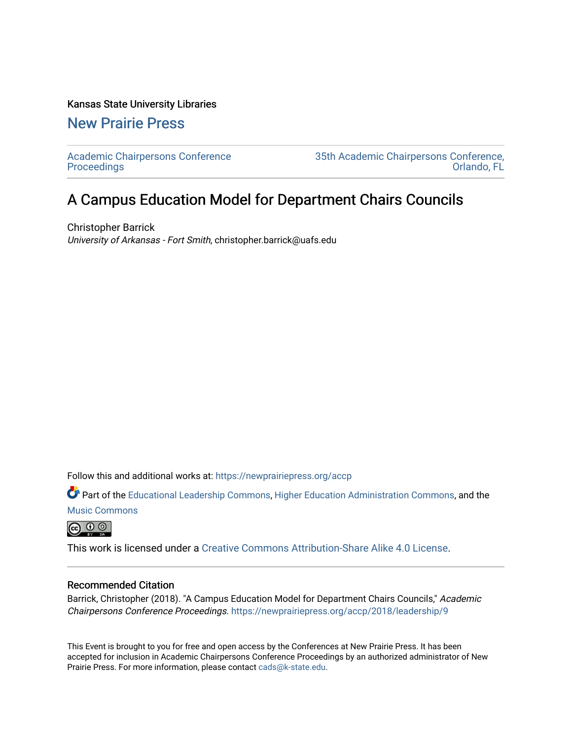Kansas State University Libraries

## New Prairie Press

Academic Chairpersons Conference Proceedings

35th Academic Chairpersons Conference, Orlando, FL

# A Campus Education Model for Department Chairs Councils

Christopher Barrick

*University of Arkansas - Fort Smith*, christopher.barrick@uafs.edu

Follow this and additional works at: https://newprairiepress.org/accp

Part of the Educational Leadership Commons, Higher Education Administration Commons, and the Music Commons

This work is licensed under a Creative Commons Attribution-Share Alike 4.0 License.

### Recommended Citation

Barrick, Christopher (2018). "A Campus Education Model for Department Chairs Councils," *Academic Chairpersons Conference Proceedings*. https://newprairiepress.org/accp/2018/leadership/9

This Event is brought to you for free and open access by the Conferences at New Prairie Press. It has been accepted for inclusion in Academic Chairpersons Conference Proceedings by an authorized administrator of New Prairie Press. For more information, please contact cads@k-state.edu.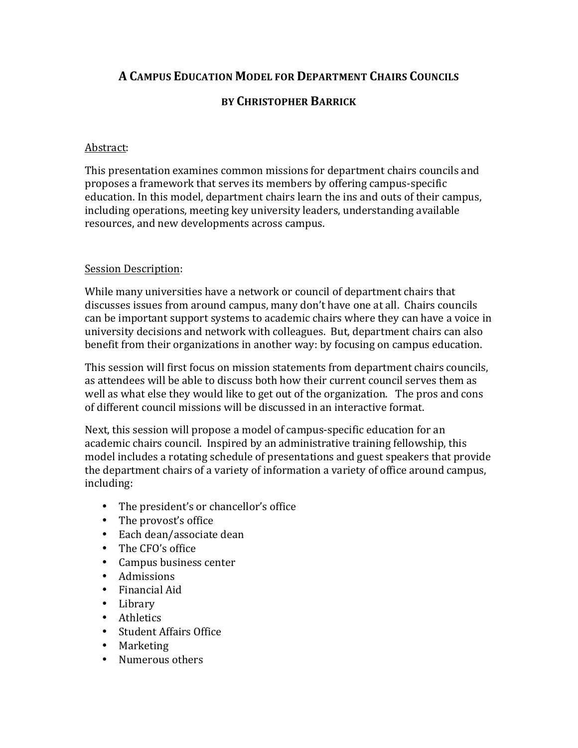# A Campus Education Model for Department Chairs Councils

## by Christopher Barrick

Abstract:

This presentation examines common missions for department chairs councils and proposes a framework that serves its members by offering campus-specific education. In this model, department chairs learn the ins and outs of their campus, including operations, meeting key university leaders, understanding available resources, and new developments across campus.

Session Description:

While many universities have a network or council of department chairs that discusses issues from around campus, many don't have one at all. Chairs councils can be important support systems to academic chairs where they can have a voice in university decisions and network with colleagues. But, department chairs can also benefit from their organizations in another way: by focusing on campus education.

This session will first focus on mission statements from department chairs councils, as attendees will be able to discuss both how their current council serves them as well as what else they would like to get out of the organization. The pros and cons of different council missions will be discussed in an interactive format.

Next, this session will propose a model of campus-specific education for an academic chairs council. Inspired by an administrative training fellowship, this model includes a rotating schedule of presentations and guest speakers that provide the department chairs of a variety of information a variety of office around campus, including:

- The president's or chancellor's office
- The provost's office
- Each dean/associate dean
- The CFO's office
- Campus business center
- Admissions
- Financial Aid
- Library
- Athletics
- Student Affairs Office
- Marketing
- Numerous others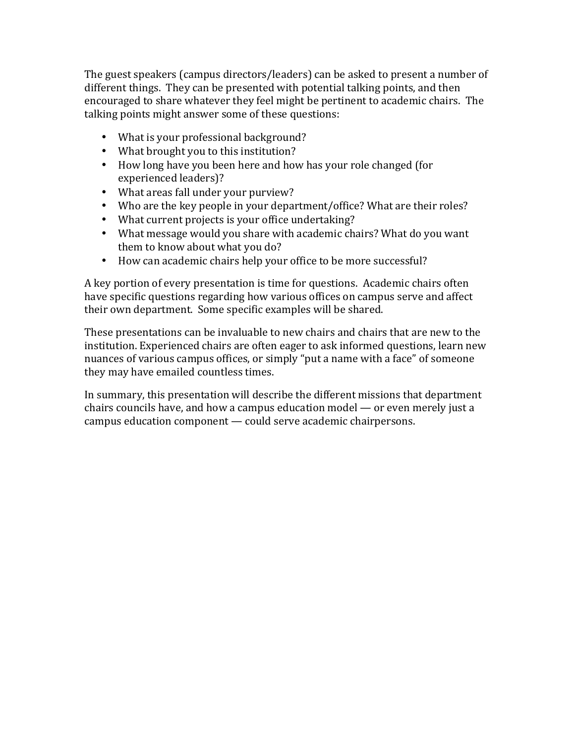The guest speakers (campus directors/leaders) can be asked to present a number of different things. They can be presented with potential talking points, and then encouraged to share whatever they feel might be pertinent to academic chairs. The talking points might answer some of these questions:

- What is your professional background?
- What brought you to this institution?
- How long have you been here and how has your role changed (for experienced leaders)?
- What areas fall under your purview?
- Who are the key people in your department/office? What are their roles?
- What current projects is your office undertaking?
- What message would you share with academic chairs? What do you want them to know about what you do?
- How can academic chairs help your office to be more successful?

A key portion of every presentation is time for questions. Academic chairs often have specific questions regarding how various offices on campus serve and affect their own department. Some specific examples will be shared.

These presentations can be invaluable to new chairs and chairs that are new to the institution. Experienced chairs are often eager to ask informed questions, learn new nuances of various campus offices, or simply "put a name with a face" of someone they may have emailed countless times.

In summary, this presentation will describe the different missions that department chairs councils have, and how a campus education model — or even merely just a campus education component — could serve academic chairpersons.